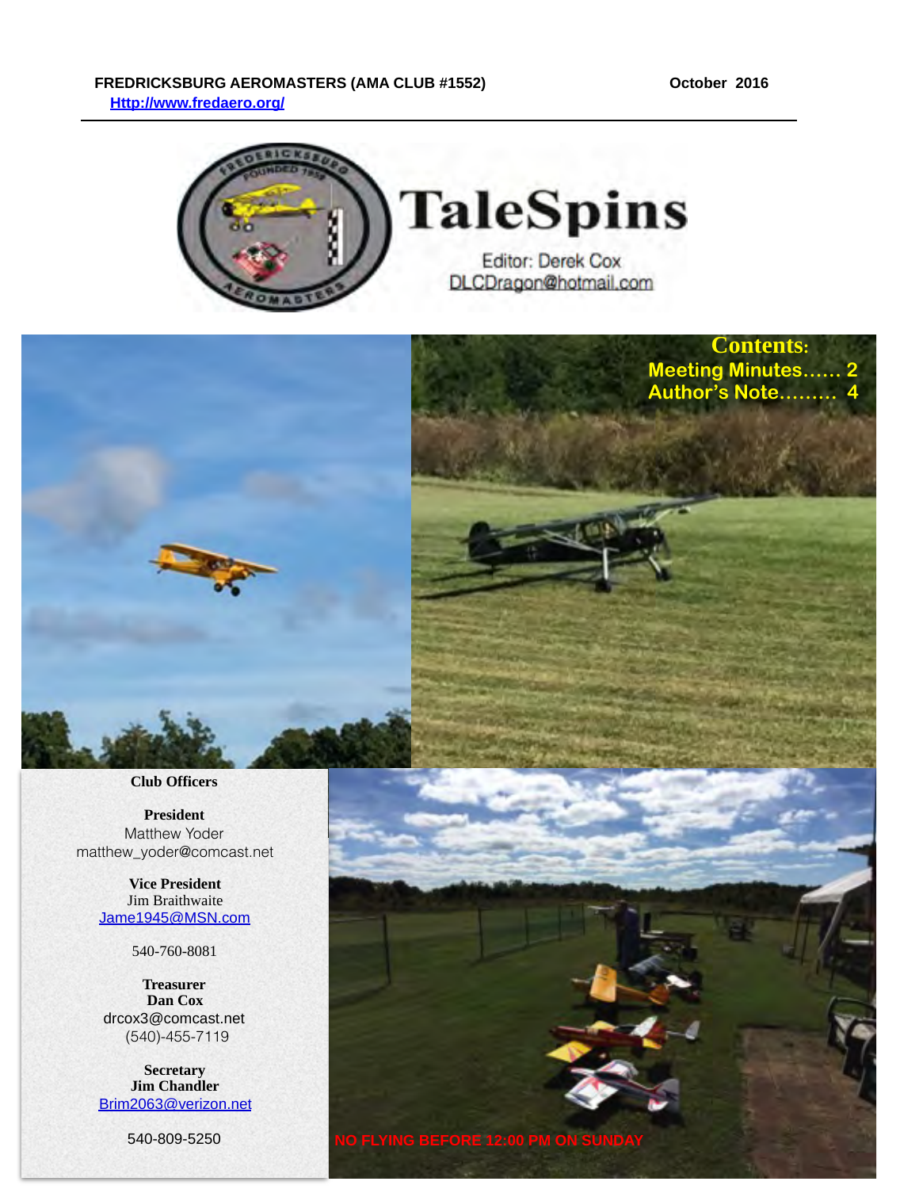**FREDRICKSBURG AEROMASTERS (AMA CLUB #1552)** **October 2016**

[Http://www.fredaero.org/](Http://www.fredaero.org/)

# TaleSpins

Editor: Derek Cox
DLCDragon@hotmail.com

**Contents:**

Meeting Minutes...... 2
Author's Note......... 4

**Club Officers**

**President**
Matthew Yoder
matthew_yoder@comcast.net

**Vice President**
Jim Braithwaite
Jame1945@MSN.com

540-760-8081

**Treasurer**
**Dan Cox**
drcox3@comcast.net
(540)-455-7119

**Secretary**
**Jim Chandler**
Brim2063@verizon.net

540-809-5250

NO FLYING BEFORE 12:00 PM ON SUNDAY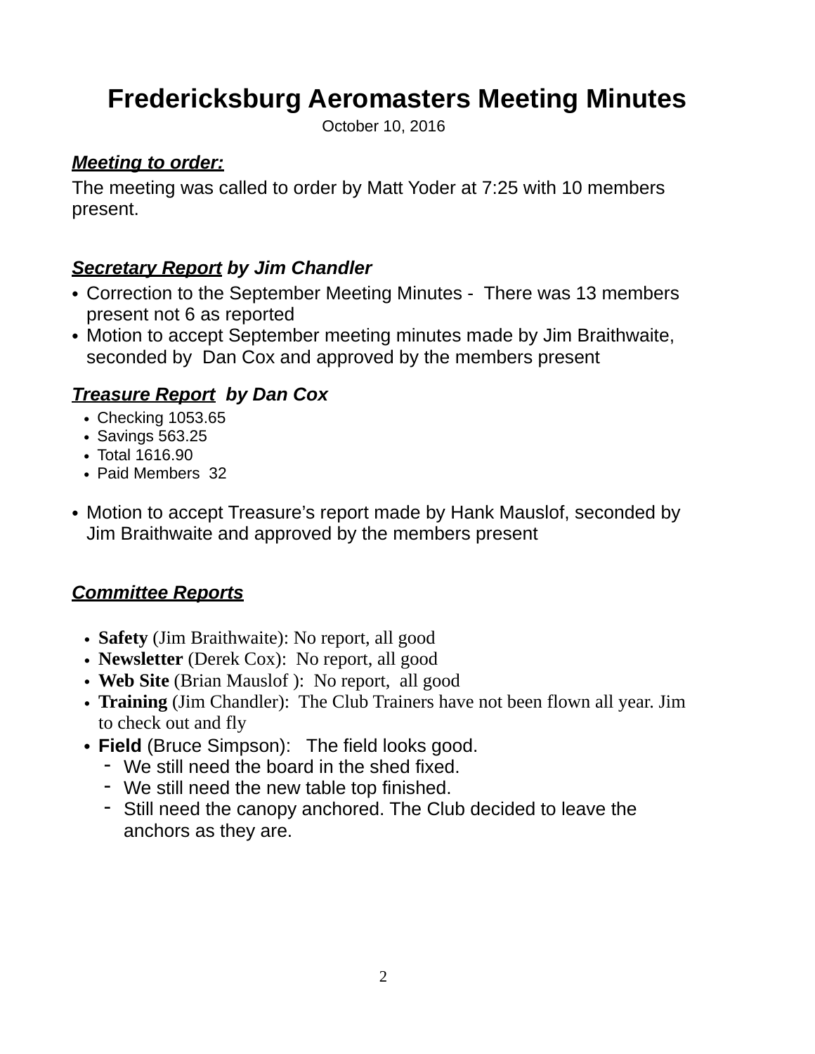# Fredericksburg Aeromasters Meeting Minutes

October 10, 2016

***Meeting to order:***

The meeting was called to order by Matt Yoder at 7:25 with 10 members present.

***Secretary Report** by Jim Chandler*

- Correction to the September Meeting Minutes - There was 13 members present not 6 as reported
- Motion to accept September meeting minutes made by Jim Braithwaite, seconded by Dan Cox and approved by the members present

***Treasure Report** by Dan Cox*

- Checking 1053.65
- Savings 563.25
- Total 1616.90
- Paid Members 32

- Motion to accept Treasure's report made by Hank Mauslof, seconded by Jim Braithwaite and approved by the members present

***Committee Reports***

- **Safety** (Jim Braithwaite): No report, all good
- **Newsletter** (Derek Cox): No report, all good
- **Web Site** (Brian Mauslof ): No report, all good
- **Training** (Jim Chandler): The Club Trainers have not been flown all year. Jim to check out and fly
- **Field** (Bruce Simpson): The field looks good.
  - We still need the board in the shed fixed.
  - We still need the new table top finished.
  - Still need the canopy anchored. The Club decided to leave the anchors as they are.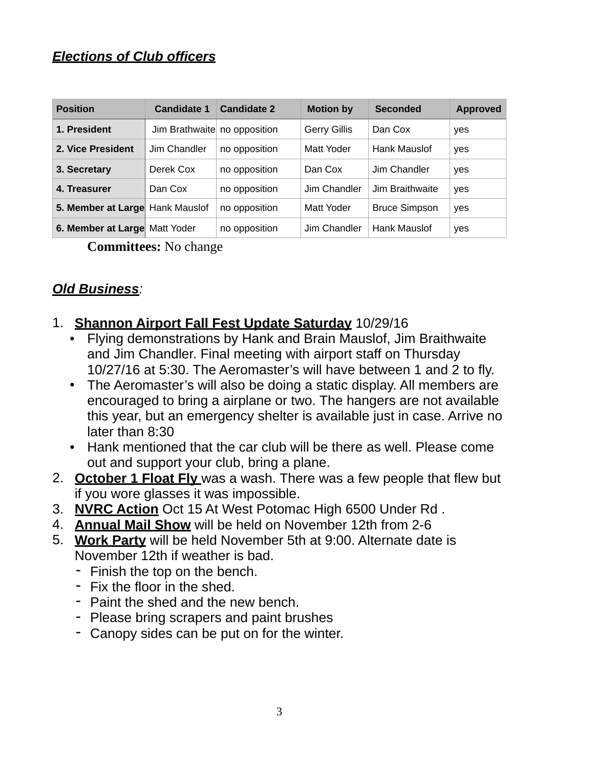***Elections of Club officers***

| Position | Candidate 1 | Candidate 2 | Motion by | Seconded | Approved |
|---|---|---|---|---|---|
| 1. President | Jim Brathwaite | no opposition | Gerry Gillis | Dan Cox | yes |
| 2. Vice President | Jim Chandler | no opposition | Matt Yoder | Hank Mauslof | yes |
| 3. Secretary | Derek Cox | no opposition | Dan Cox | Jim Chandler | yes |
| 4. Treasurer | Dan Cox | no opposition | Jim Chandler | Jim Braithwaite | yes |
| 5. Member at Large | Hank Mauslof | no opposition | Matt Yoder | Bruce Simpson | yes |
| 6. Member at Large | Matt Yoder | no opposition | Jim Chandler | Hank Mauslof | yes |

**Committees:** No change

***Old Business***:

1. **Shannon Airport Fall Fest Update Saturday** 10/29/16
   - Flying demonstrations by Hank and Brain Mauslof, Jim Braithwaite and Jim Chandler. Final meeting with airport staff on Thursday 10/27/16 at 5:30. The Aeromaster's will have between 1 and 2 to fly.
   - The Aeromaster's will also be doing a static display. All members are encouraged to bring a airplane or two. The hangers are not available this year, but an emergency shelter is available just in case. Arrive no later than 8:30
   - Hank mentioned that the car club will be there as well. Please come out and support your club, bring a plane.
2. **October 1 Float Fly** was a wash. There was a few people that flew but if you wore glasses it was impossible.
3. **NVRC Action** Oct 15 At West Potomac High 6500 Under Rd .
4. **Annual Mail Show** will be held on November 12th from 2-6
5. **Work Party** will be held November 5th at 9:00. Alternate date is November 12th if weather is bad.
   - Finish the top on the bench.
   - Fix the floor in the shed.
   - Paint the shed and the new bench.
   - Please bring scrapers and paint brushes
   - Canopy sides can be put on for the winter.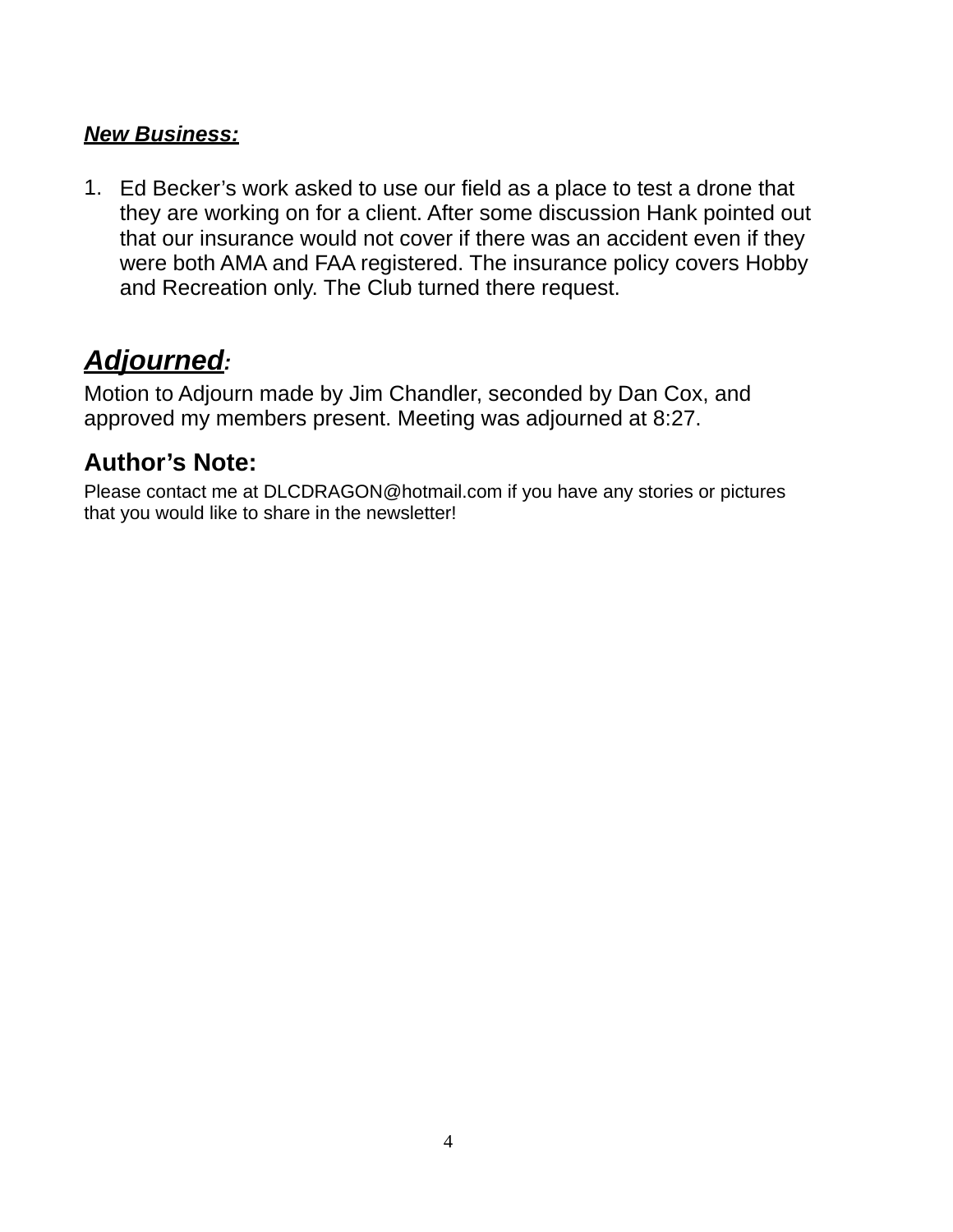***New Business:***

1. Ed Becker's work asked to use our field as a place to test a drone that they are working on for a client. After some discussion Hank pointed out that our insurance would not cover if there was an accident even if they were both AMA and FAA registered. The insurance policy covers Hobby and Recreation only. The Club turned there request.

## ***Adjourned:***

Motion to Adjourn made by Jim Chandler, seconded by Dan Cox, and approved my members present. Meeting was adjourned at 8:27.

### Author's Note:

Please contact me at DLCDRAGON@hotmail.com if you have any stories or pictures that you would like to share in the newsletter!